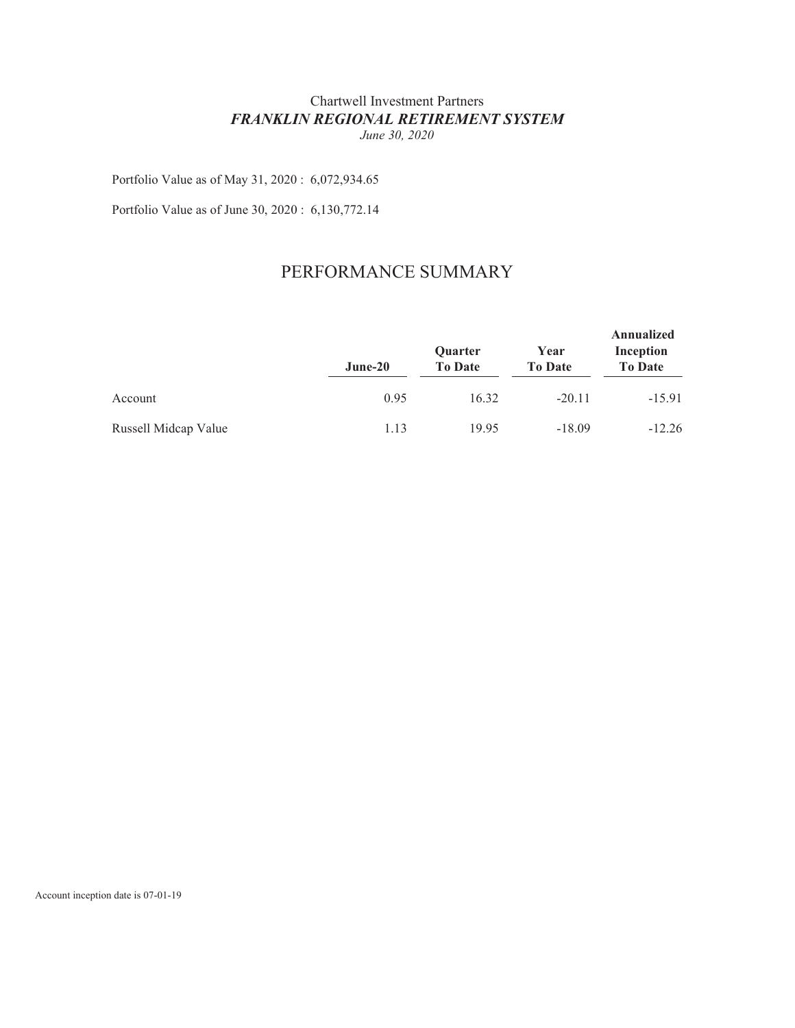Chartwell Investment Partners

***FRANKLIN REGIONAL RETIREMENT SYSTEM***

*June 30, 2020*

Portfolio Value as of May 31, 2020 : 6,072,934.65

Portfolio Value as of June 30, 2020 : 6,130,772.14

# PERFORMANCE SUMMARY

| | **June-20** | **Quarter To Date** | **Year To Date** | **Annualized Inception To Date** |
|---|---|---|---|---|
| Account | 0.95 | 16.32 | -20.11 | -15.91 |
| Russell Midcap Value | 1.13 | 19.95 | -18.09 | -12.26 |

Account inception date is 07-01-19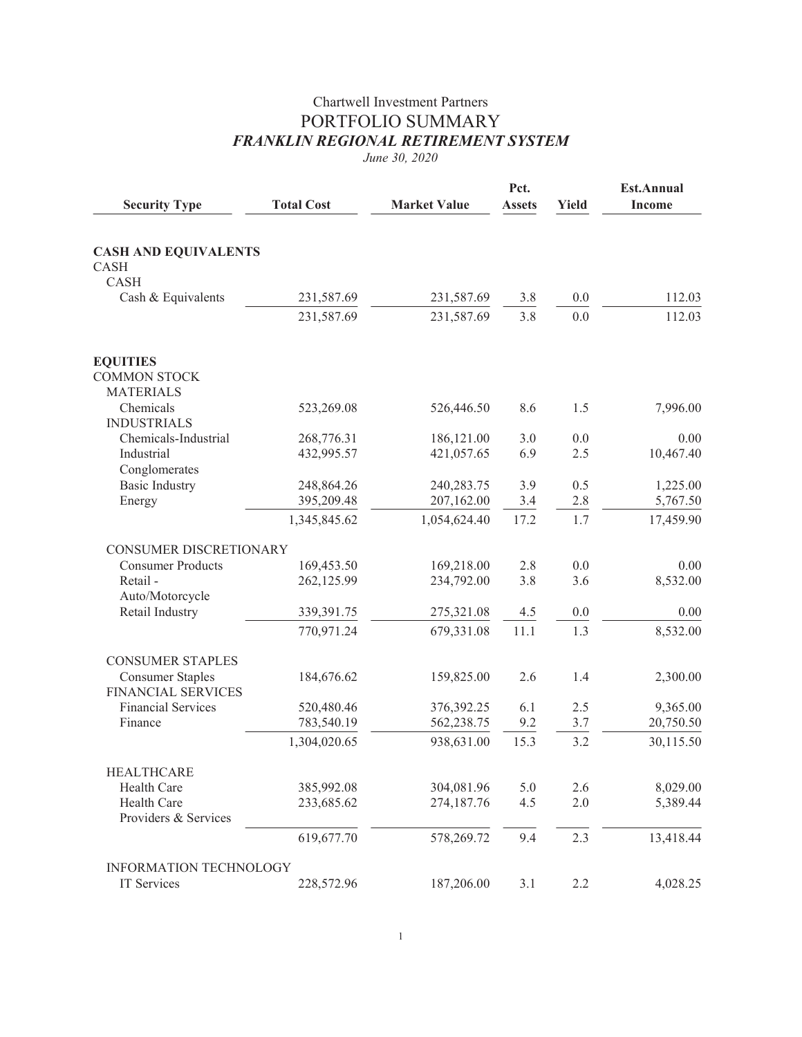Chartwell Investment Partners

# PORTFOLIO SUMMARY

## *FRANKLIN REGIONAL RETIREMENT SYSTEM*

*June 30, 2020*

| Security Type | Total Cost | Market Value | Pct. Assets | Yield | Est.Annual Income |
|---|---|---|---|---|---|
| **CASH AND EQUIVALENTS** | | | | | |
| CASH | | | | | |
| CASH | | | | | |
| Cash & Equivalents | 231,587.69 | 231,587.69 | 3.8 | 0.0 | 112.03 |
| | 231,587.69 | 231,587.69 | 3.8 | 0.0 | 112.03 |
| **EQUITIES** | | | | | |
| COMMON STOCK | | | | | |
| MATERIALS | | | | | |
| Chemicals | 523,269.08 | 526,446.50 | 8.6 | 1.5 | 7,996.00 |
| INDUSTRIALS | | | | | |
| Chemicals-Industrial | 268,776.31 | 186,121.00 | 3.0 | 0.0 | 0.00 |
| Industrial Conglomerates | 432,995.57 | 421,057.65 | 6.9 | 2.5 | 10,467.40 |
| Basic Industry | 248,864.26 | 240,283.75 | 3.9 | 0.5 | 1,225.00 |
| Energy | 395,209.48 | 207,162.00 | 3.4 | 2.8 | 5,767.50 |
| | 1,345,845.62 | 1,054,624.40 | 17.2 | 1.7 | 17,459.90 |
| CONSUMER DISCRETIONARY | | | | | |
| Consumer Products | 169,453.50 | 169,218.00 | 2.8 | 0.0 | 0.00 |
| Retail - Auto/Motorcycle | 262,125.99 | 234,792.00 | 3.8 | 3.6 | 8,532.00 |
| Retail Industry | 339,391.75 | 275,321.08 | 4.5 | 0.0 | 0.00 |
| | 770,971.24 | 679,331.08 | 11.1 | 1.3 | 8,532.00 |
| CONSUMER STAPLES | | | | | |
| Consumer Staples | 184,676.62 | 159,825.00 | 2.6 | 1.4 | 2,300.00 |
| FINANCIAL SERVICES | | | | | |
| Financial Services | 520,480.46 | 376,392.25 | 6.1 | 2.5 | 9,365.00 |
| Finance | 783,540.19 | 562,238.75 | 9.2 | 3.7 | 20,750.50 |
| | 1,304,020.65 | 938,631.00 | 15.3 | 3.2 | 30,115.50 |
| HEALTHCARE | | | | | |
| Health Care | 385,992.08 | 304,081.96 | 5.0 | 2.6 | 8,029.00 |
| Health Care Providers & Services | 233,685.62 | 274,187.76 | 4.5 | 2.0 | 5,389.44 |
| | 619,677.70 | 578,269.72 | 9.4 | 2.3 | 13,418.44 |
| INFORMATION TECHNOLOGY | | | | | |
| IT Services | 228,572.96 | 187,206.00 | 3.1 | 2.2 | 4,028.25 |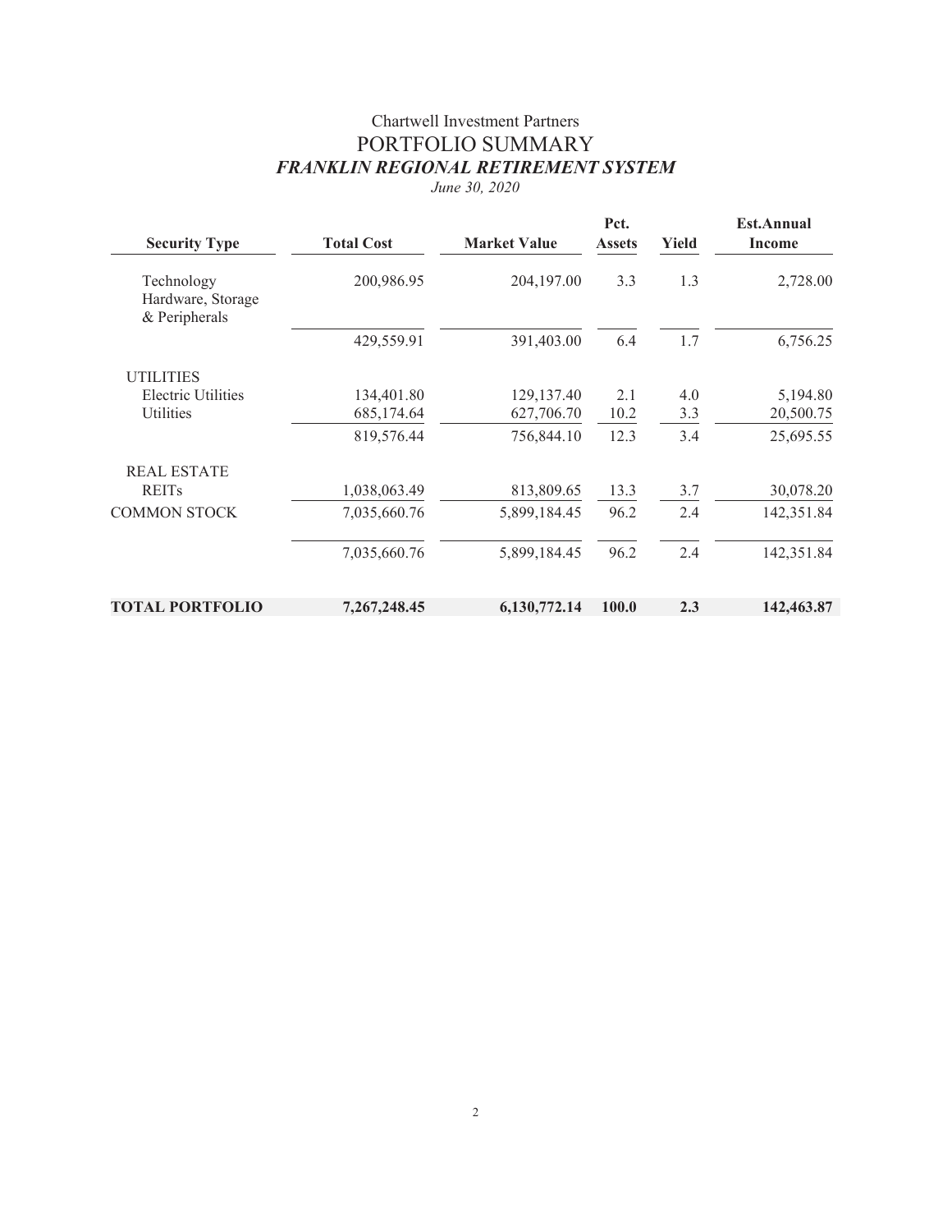Chartwell Investment Partners

# PORTFOLIO SUMMARY

## *FRANKLIN REGIONAL RETIREMENT SYSTEM*

*June 30, 2020*

| Security Type | Total Cost | Market Value | Pct. Assets | Yield | Est.Annual Income |
|---|---|---|---|---|---|
| Technology Hardware, Storage & Peripherals | 200,986.95 | 204,197.00 | 3.3 | 1.3 | 2,728.00 |
| | 429,559.91 | 391,403.00 | 6.4 | 1.7 | 6,756.25 |
| UTILITIES | | | | | |
| Electric Utilities | 134,401.80 | 129,137.40 | 2.1 | 4.0 | 5,194.80 |
| Utilities | 685,174.64 | 627,706.70 | 10.2 | 3.3 | 20,500.75 |
| | 819,576.44 | 756,844.10 | 12.3 | 3.4 | 25,695.55 |
| REAL ESTATE | | | | | |
| REITs | 1,038,063.49 | 813,809.65 | 13.3 | 3.7 | 30,078.20 |
| COMMON STOCK | 7,035,660.76 | 5,899,184.45 | 96.2 | 2.4 | 142,351.84 |
| | 7,035,660.76 | 5,899,184.45 | 96.2 | 2.4 | 142,351.84 |
| **TOTAL PORTFOLIO** | **7,267,248.45** | **6,130,772.14** | **100.0** | **2.3** | **142,463.87** |